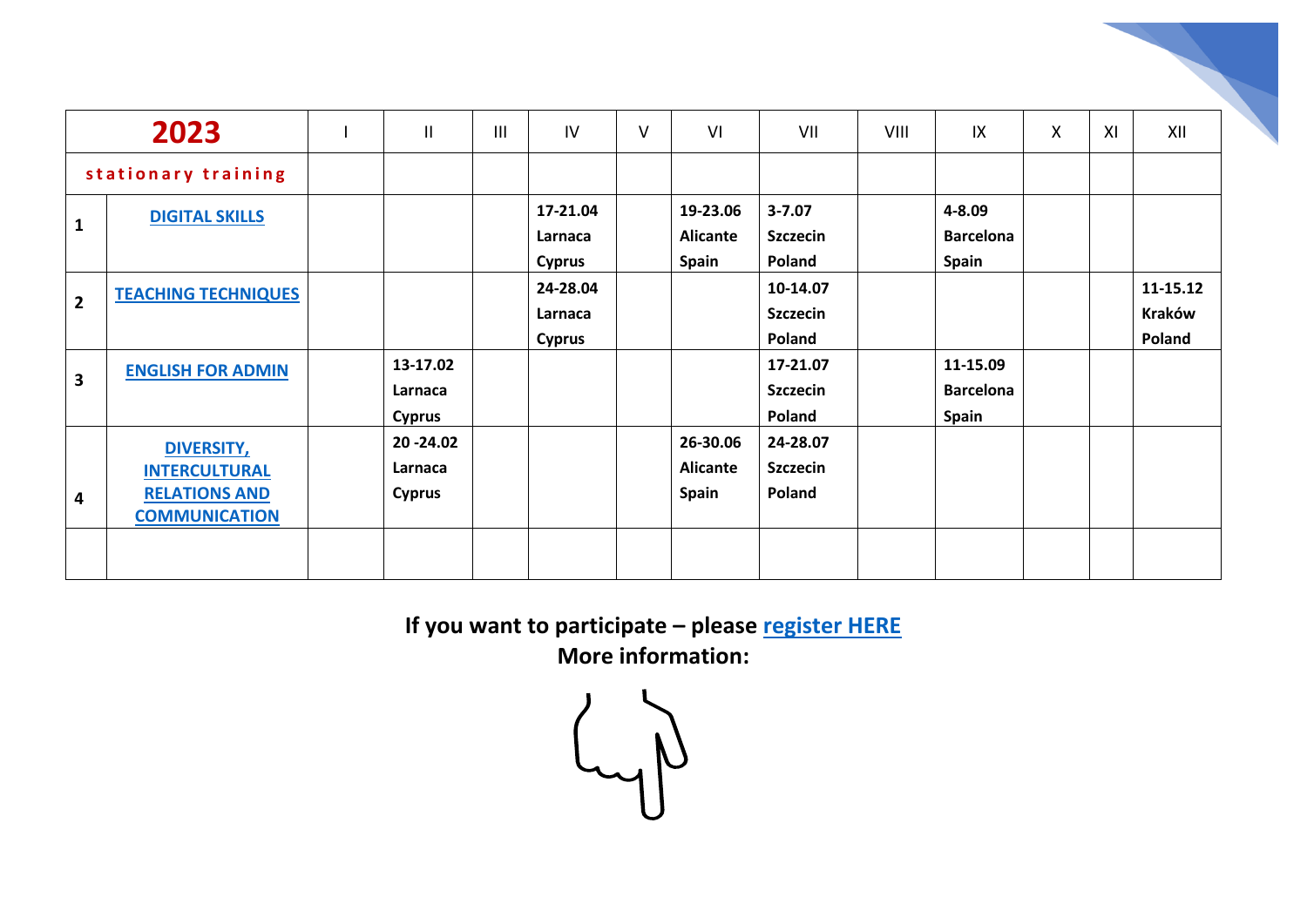| 2023 | | I | II | III | IV | V | VI | VII | VIII | IX | X | XI | XII |
|---|---|---|---|---|---|---|---|---|---|---|---|---|---|
| stationary training | | | | | | | | | | | | | |
| 1 | DIGITAL SKILLS | | | | 17-21.04 Larnaca Cyprus | | 19-23.06 Alicante Spain | 3-7.07 Szczecin Poland | | 4-8.09 Barcelona Spain | | | |
| 2 | TEACHING TECHNIQUES | | | | 24-28.04 Larnaca Cyprus | | | 10-14.07 Szczecin Poland | | | | | 11-15.12 Kraków Poland |
| 3 | ENGLISH FOR ADMIN | | 13-17.02 Larnaca Cyprus | | | | | 17-21.07 Szczecin Poland | | 11-15.09 Barcelona Spain | | | |
| 4 | DIVERSITY, INTERCULTURAL RELATIONS AND COMMUNICATION | | 20 -24.02 Larnaca Cyprus | | | | 26-30.06 Alicante Spain | 24-28.07 Szczecin Poland | | | | | |
| | | | | | | | | | | | | | |

**If you want to participate – please register HERE**
**More information:**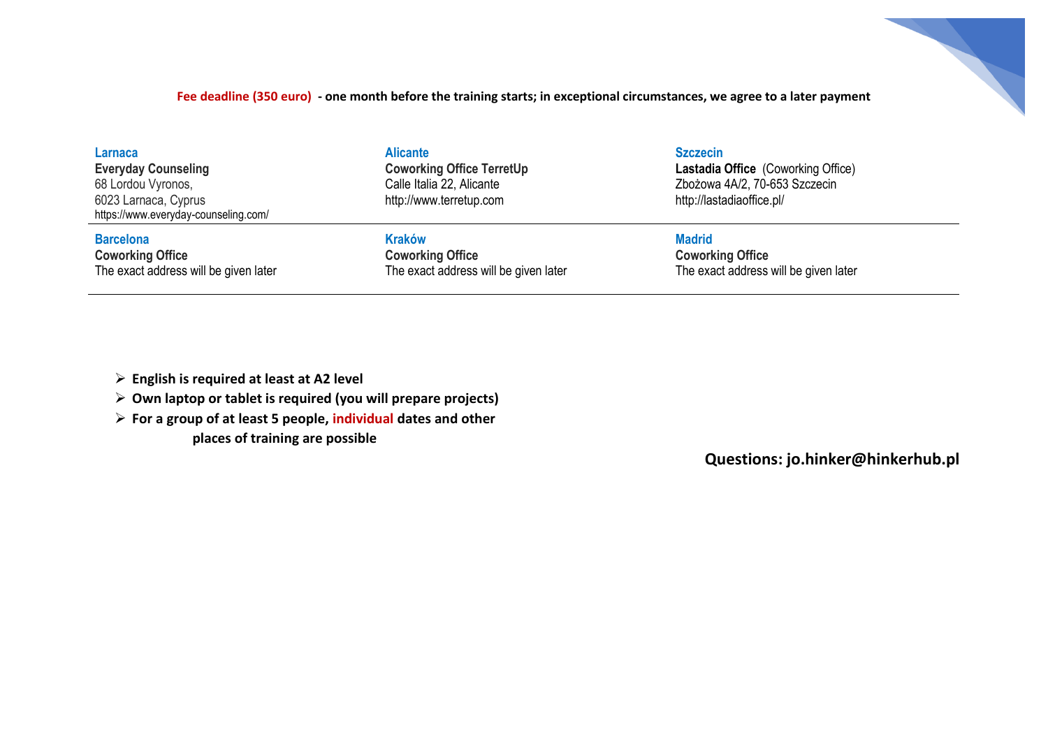**Fee deadline (350 euro) - one month before the training starts; in exceptional circumstances, we agree to a later payment**

| | | |
|---|---|---|
| **Larnaca**<br>**Everyday Counseling**<br>68 Lordou Vyronos,<br>6023 Larnaca, Cyprus<br>https://www.everyday-counseling.com/ | **Alicante**<br>**Coworking Office TerretUp**<br>Calle Italia 22, Alicante<br>http://www.terretup.com | **Szczecin**<br>**Lastadia Office** (Coworking Office)<br>Zbożowa 4A/2, 70-653 Szczecin<br>http://lastadiaoffice.pl/ |
| **Barcelona**<br>**Coworking Office**<br>The exact address will be given later | **Kraków**<br>**Coworking Office**<br>The exact address will be given later | **Madrid**<br>**Coworking Office**<br>The exact address will be given later |

- **English is required at least at A2 level**
- **Own laptop or tablet is required (you will prepare projects)**
- **For a group of at least 5 people, individual dates and other places of training are possible**

**Questions: jo.hinker@hinkerhub.pl**